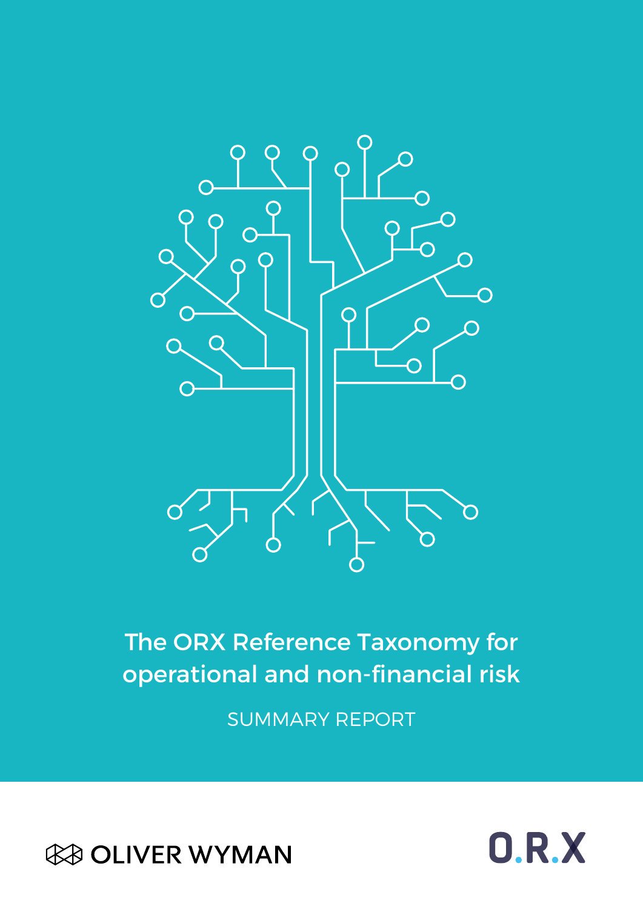# The ORX Reference Taxonomy for operational and non-financial risk

SUMMARY REPORT

OLIVER WYMAN

O.R.X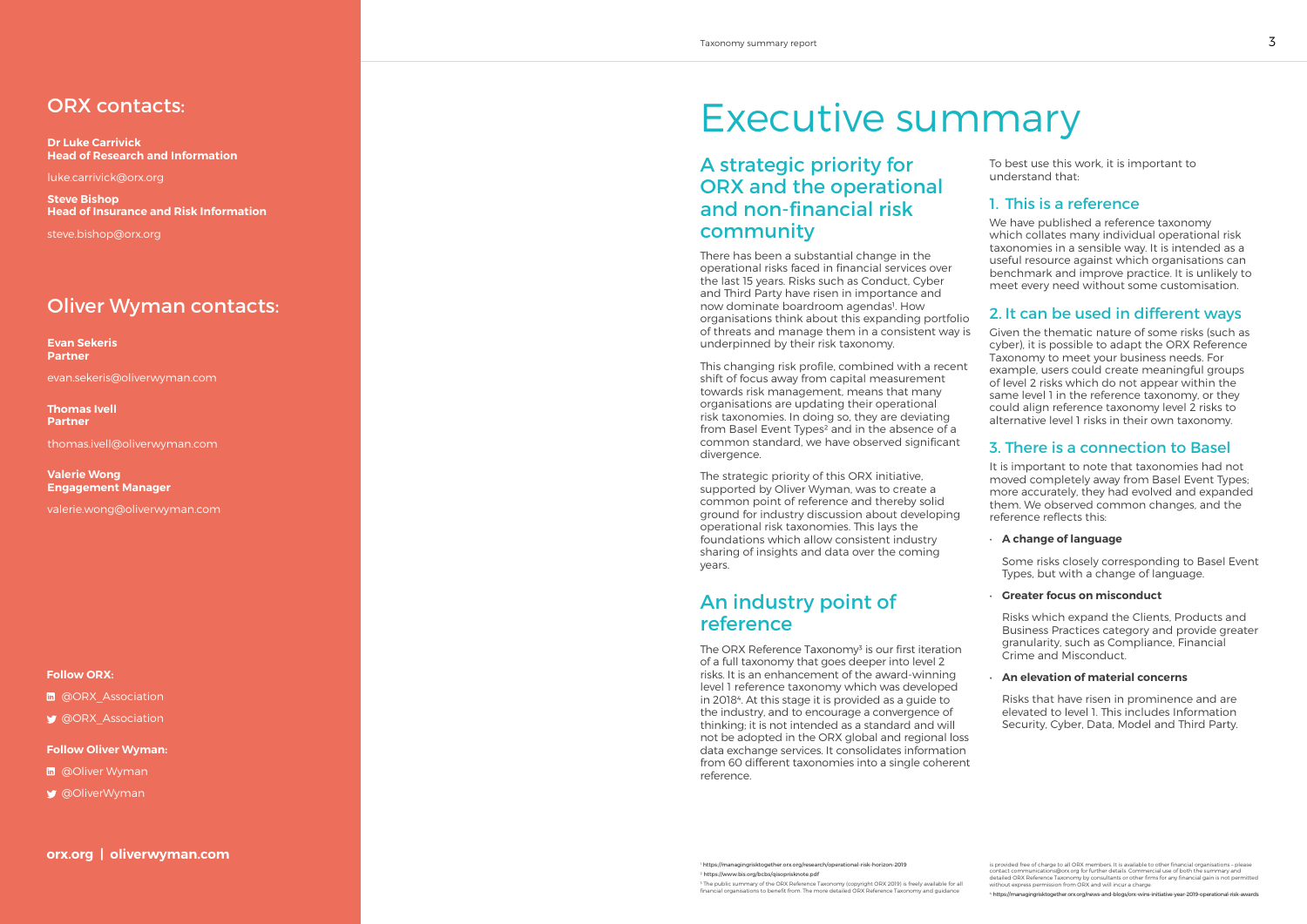## ORX contacts:

**Dr Luke Carrivick**
**Head of Research and Information**

luke.carrivick@orx.org

**Steve Bishop**
**Head of Insurance and Risk Information**

steve.bishop@orx.org

## Oliver Wyman contacts:

**Evan Sekeris**
**Partner**

evan.sekeris@oliverwyman.com

**Thomas Ivell**
**Partner**

thomas.ivell@oliverwyman.com

**Valerie Wong**
**Engagement Manager**

valerie.wong@oliverwyman.com

**Follow ORX:**

@ORX_Association

@ORX_Association

**Follow Oliver Wyman:**

@Oliver Wyman

@OliverWyman

**orx.org | oliverwyman.com**

# Executive summary

## A strategic priority for ORX and the operational and non-financial risk community

There has been a substantial change in the operational risks faced in financial services over the last 15 years. Risks such as Conduct, Cyber and Third Party have risen in importance and now dominate boardroom agendas[1]. How organisations think about this expanding portfolio of threats and manage them in a consistent way is underpinned by their risk taxonomy.

This changing risk profile, combined with a recent shift of focus away from capital measurement towards risk management, means that many organisations are updating their operational risk taxonomies. In doing so, they are deviating from Basel Event Types[2] and in the absence of a common standard, we have observed significant divergence.

The strategic priority of this ORX initiative, supported by Oliver Wyman, was to create a common point of reference and thereby solid ground for industry discussion about developing operational risk taxonomies. This lays the foundations which allow consistent industry sharing of insights and data over the coming years.

## An industry point of reference

The ORX Reference Taxonomy[3] is our first iteration of a full taxonomy that goes deeper into level 2 risks. It is an enhancement of the award-winning level 1 reference taxonomy which was developed in 2018[4]. At this stage it is provided as a guide to the industry, and to encourage a convergence of thinking; it is not intended as a standard and will not be adopted in the ORX global and regional loss data exchange services. It consolidates information from 60 different taxonomies into a single coherent reference.

To best use this work, it is important to understand that:

### 1. This is a reference

We have published a reference taxonomy which collates many individual operational risk taxonomies in a sensible way. It is intended as a useful resource against which organisations can benchmark and improve practice. It is unlikely to meet every need without some customisation.

### 2. It can be used in different ways

Given the thematic nature of some risks (such as cyber), it is possible to adapt the ORX Reference Taxonomy to meet your business needs. For example, users could create meaningful groups of level 2 risks which do not appear within the same level 1 in the reference taxonomy, or they could align reference taxonomy level 2 risks to alternative level 1 risks in their own taxonomy.

### 3. There is a connection to Basel

It is important to note that taxonomies had not moved completely away from Basel Event Types; more accurately, they had evolved and expanded them. We observed common changes, and the reference reflects this:

- **A change of language**

  Some risks closely corresponding to Basel Event Types, but with a change of language.

- **Greater focus on misconduct**

  Risks which expand the Clients, Products and Business Practices category and provide greater granularity, such as Compliance, Financial Crime and Misconduct.

- **An elevation of material concerns**

  Risks that have risen in prominence and are elevated to level 1. This includes Information Security, Cyber, Data, Model and Third Party.

[1] https://managingrisktogether.orx.org/research/operational-risk-horizon-2019

[2] https://www.bis.org/bcbs/qisoprisknote.pdf

[3] The public summary of the ORX Reference Taxonomy (copyright ORX 2019) is freely available for all financial organisations to benefit from. The more detailed ORX Reference Taxonomy and guidance is provided free of charge to all ORX members. It is available to other financial organisations – please contact communications@orx.org for further details. Commercial use of both the summary and detailed ORX Reference Taxonomy by consultants or other firms for any financial gain is not permitted without express permission from ORX and will incur a charge.

[4] https://managingrisktogether.orx.org/news-and-blogs/orx-wins-initiative-year-2019-operational-risk-awards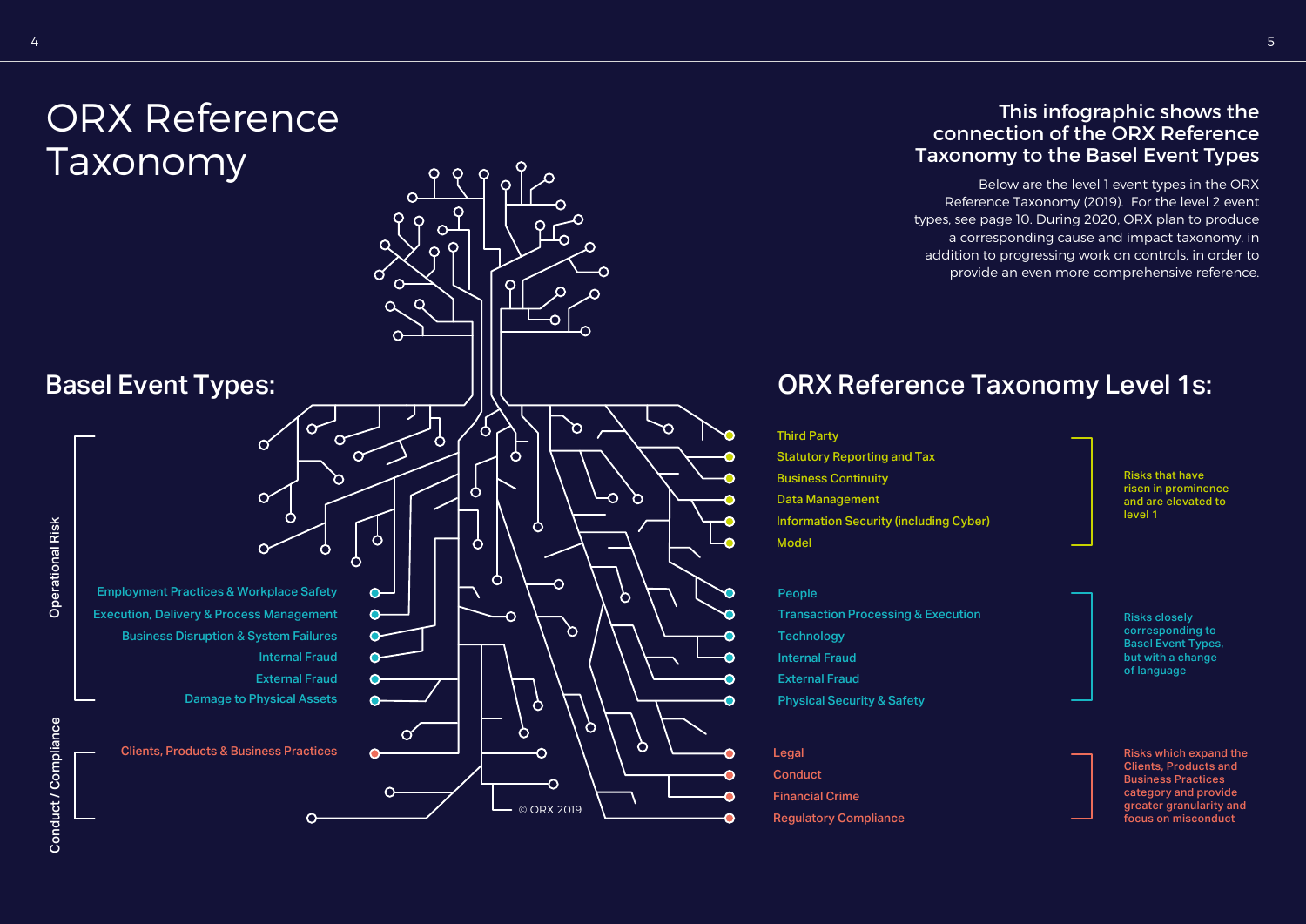# ORX Reference Taxonomy

## This infographic shows the connection of the ORX Reference Taxonomy to the Basel Event Types

Below are the level 1 event types in the ORX Reference Taxonomy (2019). For the level 2 event types, see page 10. During 2020, ORX plan to produce a corresponding cause and impact taxonomy, in addition to progressing work on controls, in order to provide an even more comprehensive reference.

## Basel Event Types:

**Operational Risk**

- Employment Practices & Workplace Safety
- Execution, Delivery & Process Management
- Business Disruption & System Failures
- Internal Fraud
- External Fraud
- Damage to Physical Assets

**Conduct / Compliance**

- Clients, Products & Business Practices

## ORX Reference Taxonomy Level 1s:

**Risks that have risen in prominence and are elevated to level 1**

- Third Party
- Statutory Reporting and Tax
- Business Continuity
- Data Management
- Information Security (including Cyber)
- Model

**Risks closely corresponding to Basel Event Types, but with a change of language**

- People
- Transaction Processing & Execution
- Technology
- Internal Fraud
- External Fraud
- Physical Security & Safety

**Risks which expand the Clients, Products and Business Practices category and provide greater granularity and focus on misconduct**

- Legal
- Conduct
- Financial Crime
- Regulatory Compliance

© ORX 2019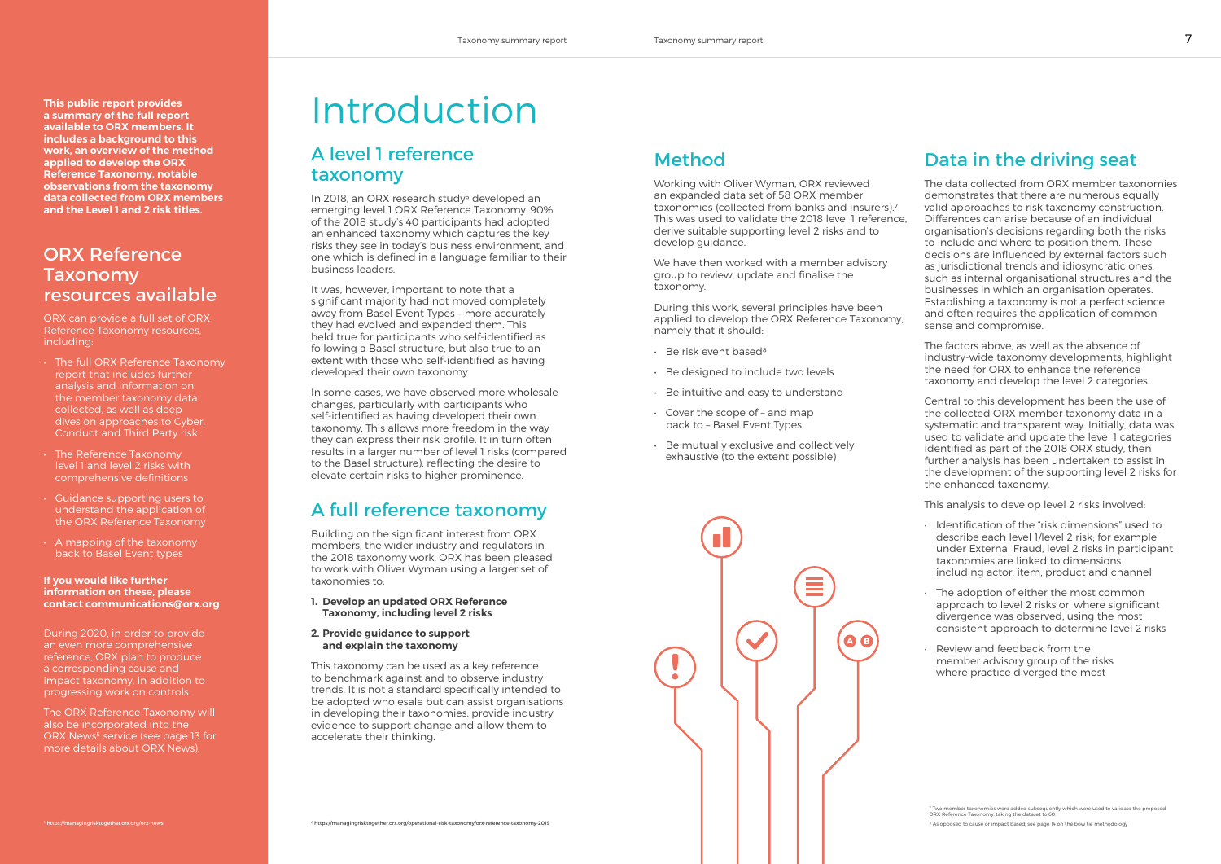This public report provides a summary of the full report available to ORX members. It includes a background to this work, an overview of the method applied to develop the ORX Reference Taxonomy, notable observations from the taxonomy data collected from ORX members and the Level 1 and 2 risk titles.

## ORX Reference Taxonomy resources available

ORX can provide a full set of ORX Reference Taxonomy resources, including:

- The full ORX Reference Taxonomy report that includes further analysis and information on the member taxonomy data collected, as well as deep dives on approaches to Cyber, Conduct and Third Party risk
- The Reference Taxonomy level 1 and level 2 risks with comprehensive definitions
- Guidance supporting users to understand the application of the ORX Reference Taxonomy
- A mapping of the taxonomy back to Basel Event types

**If you would like further information on these, please contact communications@orx.org**

During 2020, in order to provide an even more comprehensive reference, ORX plan to produce a corresponding cause and impact taxonomy, in addition to progressing work on controls.

The ORX Reference Taxonomy will also be incorporated into the ORX News[5] service (see page 13 for more details about ORX News).

[5] https://managingrisktogether.orx.org/orx-news

# Introduction

## A level 1 reference taxonomy

In 2018, an ORX research study[6] developed an emerging level 1 ORX Reference Taxonomy. 90% of the 2018 study's 40 participants had adopted an enhanced taxonomy which captures the key risks they see in today's business environment, and one which is defined in a language familiar to their business leaders.

It was, however, important to note that a significant majority had not moved completely away from Basel Event Types – more accurately they had evolved and expanded them. This held true for participants who self-identified as following a Basel structure, but also true to an extent with those who self-identified as having developed their own taxonomy.

In some cases, we have observed more wholesale changes, particularly with participants who self-identified as having developed their own taxonomy. This allows more freedom in the way they can express their risk profile. It in turn often results in a larger number of level 1 risks (compared to the Basel structure), reflecting the desire to elevate certain risks to higher prominence.

## A full reference taxonomy

Building on the significant interest from ORX members, the wider industry and regulators in the 2018 taxonomy work, ORX has been pleased to work with Oliver Wyman using a larger set of taxonomies to:

1. **Develop an updated ORX Reference Taxonomy, including level 2 risks**
2. **Provide guidance to support and explain the taxonomy**

This taxonomy can be used as a key reference to benchmark against and to observe industry trends. It is not a standard specifically intended to be adopted wholesale but can assist organisations in developing their taxonomies, provide industry evidence to support change and allow them to accelerate their thinking.

[6] https://managingrisktogether.orx.org/operational-risk-taxonomy/orx-reference-taxonomy-2019

## Method

Working with Oliver Wyman, ORX reviewed an expanded data set of 58 ORX member taxonomies (collected from banks and insurers).[7] This was used to validate the 2018 level 1 reference, derive suitable supporting level 2 risks and to develop guidance.

We have then worked with a member advisory group to review, update and finalise the taxonomy.

During this work, several principles have been applied to develop the ORX Reference Taxonomy, namely that it should:

- Be risk event based[8]
- Be designed to include two levels
- Be intuitive and easy to understand
- Cover the scope of – and map back to – Basel Event Types
- Be mutually exclusive and collectively exhaustive (to the extent possible)

## Data in the driving seat

The data collected from ORX member taxonomies demonstrates that there are numerous equally valid approaches to risk taxonomy construction. Differences can arise because of an individual organisation's decisions regarding both the risks to include and where to position them. These decisions are influenced by external factors such as jurisdictional trends and idiosyncratic ones, such as internal organisational structures and the businesses in which an organisation operates. Establishing a taxonomy is not a perfect science and often requires the application of common sense and compromise.

The factors above, as well as the absence of industry-wide taxonomy developments, highlight the need for ORX to enhance the reference taxonomy and develop the level 2 categories.

Central to this development has been the use of the collected ORX member taxonomy data in a systematic and transparent way. Initially, data was used to validate and update the level 1 categories identified as part of the 2018 ORX study, then further analysis has been undertaken to assist in the development of the supporting level 2 risks for the enhanced taxonomy.

This analysis to develop level 2 risks involved:

- Identification of the "risk dimensions" used to describe each level 1/level 2 risk; for example, under External Fraud, level 2 risks in participant taxonomies are linked to dimensions including actor, item, product and channel
- The adoption of either the most common approach to level 2 risks or, where significant divergence was observed, using the most consistent approach to determine level 2 risks
- Review and feedback from the member advisory group of the risks where practice diverged the most

[7] Two member taxonomies were added subsequently which were used to validate the proposed ORX Reference Taxonomy, taking the dataset to 60.

[8] As opposed to cause or impact based, see page 14 on the bow tie methodology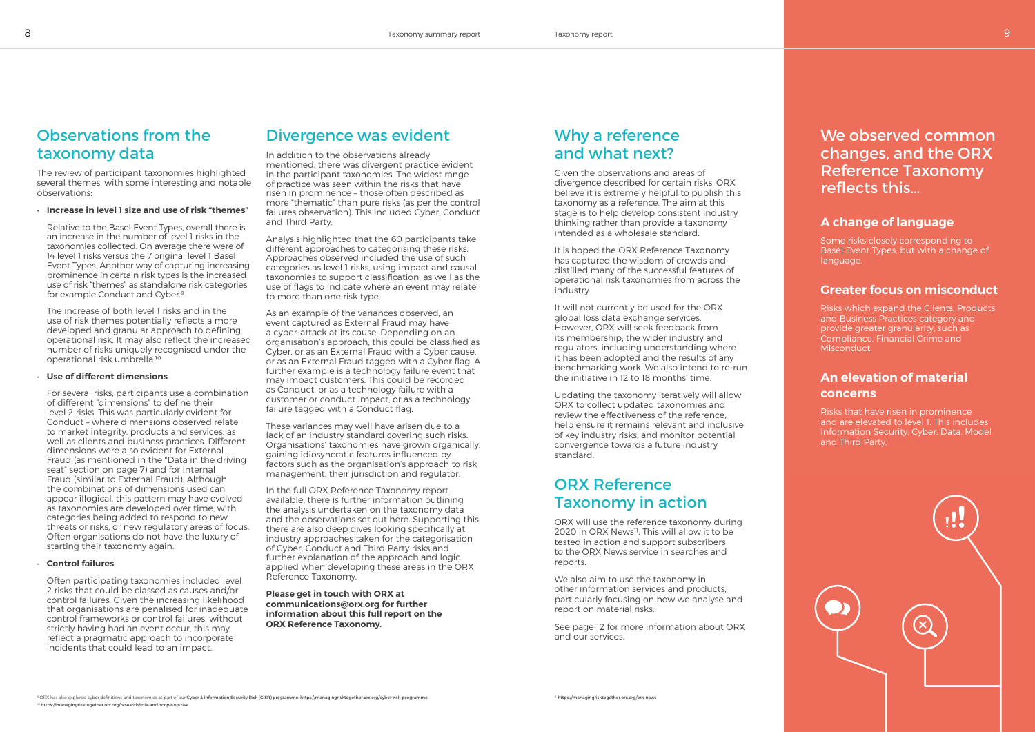## Observations from the taxonomy data

The review of participant taxonomies highlighted several themes, with some interesting and notable observations:

- **Increase in level 1 size and use of risk "themes"**

  Relative to the Basel Event Types, overall there is an increase in the number of level 1 risks in the taxonomies collected. On average there were of 14 level 1 risks versus the 7 original level 1 Basel Event Types. Another way of capturing increasing prominence in certain risk types is the increased use of risk "themes" as standalone risk categories, for example Conduct and Cyber.[9]

  The increase of both level 1 risks and in the use of risk themes potentially reflects a more developed and granular approach to defining operational risk. It may also reflect the increased number of risks uniquely recognised under the operational risk umbrella.[10]

- **Use of different dimensions**

  For several risks, participants use a combination of different "dimensions" to define their level 2 risks. This was particularly evident for Conduct – where dimensions observed relate to market integrity, products and services, as well as clients and business practices. Different dimensions were also evident for External Fraud (as mentioned in the "Data in the driving seat" section on page 7) and for Internal Fraud (similar to External Fraud). Although the combinations of dimensions used can appear illogical, this pattern may have evolved as taxonomies are developed over time, with categories being added to respond to new threats or risks, or new regulatory areas of focus. Often organisations do not have the luxury of starting their taxonomy again.

- **Control failures**

  Often participating taxonomies included level 2 risks that could be classed as causes and/or control failures. Given the increasing likelihood that organisations are penalised for inadequate control frameworks or control failures, without strictly having had an event occur, this may reflect a pragmatic approach to incorporate incidents that could lead to an impact.

## Divergence was evident

In addition to the observations already mentioned, there was divergent practice evident in the participant taxonomies. The widest range of practice was seen within the risks that have risen in prominence – those often described as more "thematic" than pure risks (as per the control failures observation). This included Cyber, Conduct and Third Party.

Analysis highlighted that the 60 participants take different approaches to categorising these risks. Approaches observed included the use of such categories as level 1 risks, using impact and causal taxonomies to support classification, as well as the use of flags to indicate where an event may relate to more than one risk type.

As an example of the variances observed, an event captured as External Fraud may have a cyber-attack at its cause. Depending on an organisation's approach, this could be classified as Cyber, or as an External Fraud with a Cyber cause, or as an External Fraud tagged with a Cyber flag. A further example is a technology failure event that may impact customers. This could be recorded as Conduct, or as a technology failure with a customer or conduct impact, or as a technology failure tagged with a Conduct flag.

These variances may well have arisen due to a lack of an industry standard covering such risks. Organisations' taxonomies have grown organically, gaining idiosyncratic features influenced by factors such as the organisation's approach to risk management, their jurisdiction and regulator.

In the full ORX Reference Taxonomy report available, there is further information outlining the analysis undertaken on the taxonomy data and the observations set out here. Supporting this there are also deep dives looking specifically at industry approaches taken for the categorisation of Cyber, Conduct and Third Party risks and further explanation of the approach and logic applied when developing these areas in the ORX Reference Taxonomy.

**Please get in touch with ORX at communications@orx.org for further information about this full report on the ORX Reference Taxonomy.**

## Why a reference and what next?

Given the observations and areas of divergence described for certain risks, ORX believe it is extremely helpful to publish this taxonomy as a reference. The aim at this stage is to help develop consistent industry thinking rather than provide a taxonomy intended as a wholesale standard.

It is hoped the ORX Reference Taxonomy has captured the wisdom of crowds and distilled many of the successful features of operational risk taxonomies from across the industry.

It will not currently be used for the ORX global loss data exchange services. However, ORX will seek feedback from its membership, the wider industry and regulators, including understanding where it has been adopted and the results of any benchmarking work. We also intend to re-run the initiative in 12 to 18 months' time.

Updating the taxonomy iteratively will allow ORX to collect updated taxonomies and review the effectiveness of the reference, help ensure it remains relevant and inclusive of key industry risks, and monitor potential convergence towards a future industry standard.

## ORX Reference Taxonomy in action

ORX will use the reference taxonomy during 2020 in ORX News[11]. This will allow it to be tested in action and support subscribers to the ORX News service in searches and reports.

We also aim to use the taxonomy in other information services and products, particularly focusing on how we analyse and report on material risks.

See page 12 for more information about ORX and our services.

## We observed common changes, and the ORX Reference Taxonomy reflects this...

### A change of language

Some risks closely corresponding to Basel Event Types, but with a change of language.

### Greater focus on misconduct

Risks which expand the Clients, Products and Business Practices category and provide greater granularity, such as Compliance, Financial Crime and Misconduct.

### An elevation of material concerns

Risks that have risen in prominence and are elevated to level 1. This includes Information Security, Cyber, Data, Model and Third Party.

---

[9] ORX has also explored cyber definitions and taxonomies as part of our Cyber & Information Security Risk (CISR) programme: https://managingrisktogether.orx.org/cyber-risk-programme

[10] https://managingrisktogether.orx.org/research/role-and-scope-op-risk

[11] https://managingrisktogether.orx.org/orx-news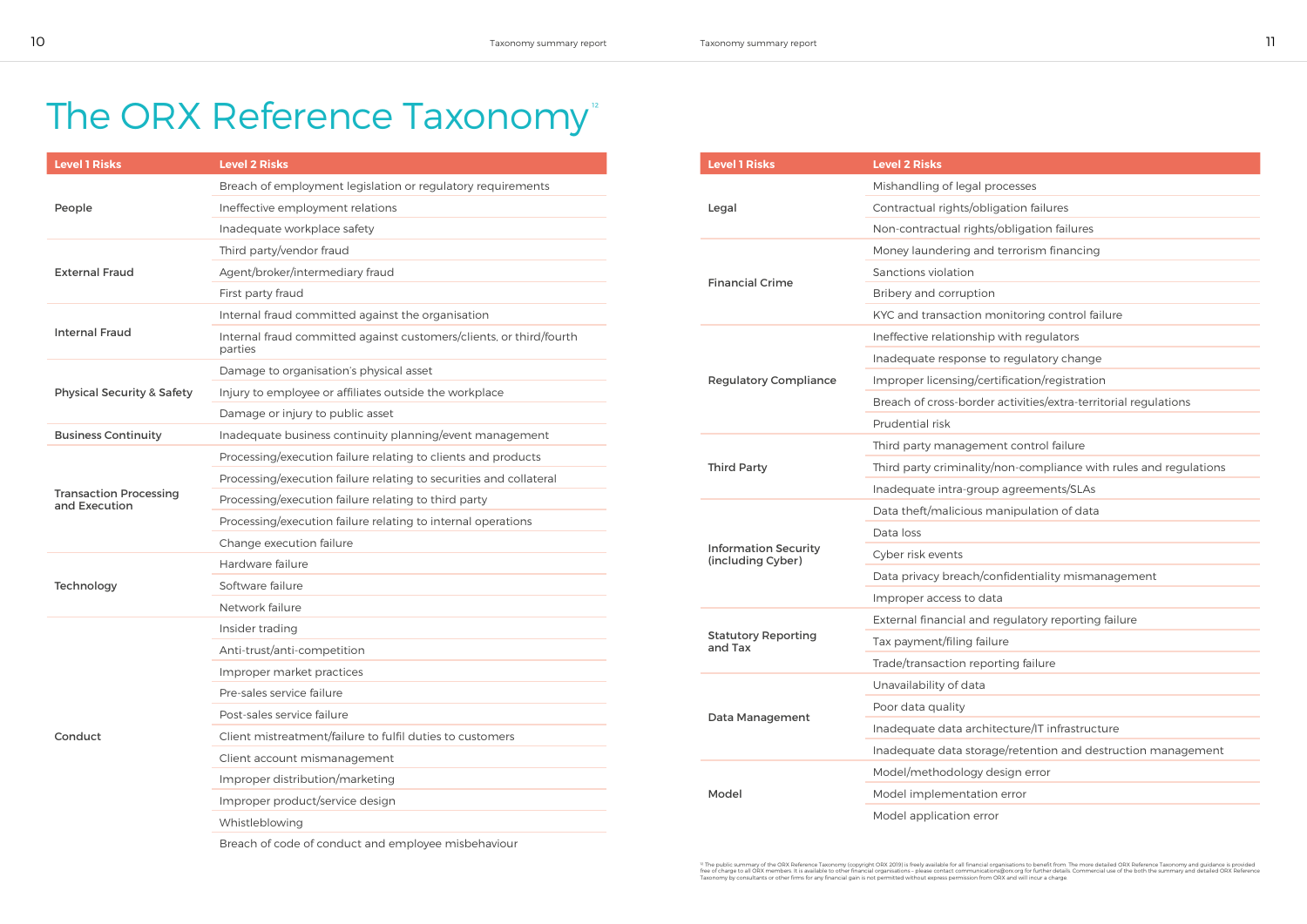# The ORX Reference Taxonomy[12]

| Level 1 Risks | Level 2 Risks |
|---|---|
| People | Breach of employment legislation or regulatory requirements |
| | Ineffective employment relations |
| | Inadequate workplace safety |
| External Fraud | Third party/vendor fraud |
| | Agent/broker/intermediary fraud |
| | First party fraud |
| Internal Fraud | Internal fraud committed against the organisation |
| | Internal fraud committed against customers/clients, or third/fourth parties |
| Physical Security & Safety | Damage to organisation's physical asset |
| | Injury to employee or affiliates outside the workplace |
| | Damage or injury to public asset |
| Business Continuity | Inadequate business continuity planning/event management |
| Transaction Processing and Execution | Processing/execution failure relating to clients and products |
| | Processing/execution failure relating to securities and collateral |
| | Processing/execution failure relating to third party |
| | Processing/execution failure relating to internal operations |
| | Change execution failure |
| Technology | Hardware failure |
| | Software failure |
| | Network failure |
| Conduct | Insider trading |
| | Anti-trust/anti-competition |
| | Improper market practices |
| | Pre-sales service failure |
| | Post-sales service failure |
| | Client mistreatment/failure to fulfil duties to customers |
| | Client account mismanagement |
| | Improper distribution/marketing |
| | Improper product/service design |
| | Whistleblowing |
| | Breach of code of conduct and employee misbehaviour |

| Level 1 Risks | Level 2 Risks |
|---|---|
| Legal | Mishandling of legal processes |
| | Contractual rights/obligation failures |
| | Non-contractual rights/obligation failures |
| Financial Crime | Money laundering and terrorism financing |
| | Sanctions violation |
| | Bribery and corruption |
| | KYC and transaction monitoring control failure |
| Regulatory Compliance | Ineffective relationship with regulators |
| | Inadequate response to regulatory change |
| | Improper licensing/certification/registration |
| | Breach of cross-border activities/extra-territorial regulations |
| | Prudential risk |
| Third Party | Third party management control failure |
| | Third party criminality/non-compliance with rules and regulations |
| | Inadequate intra-group agreements/SLAs |
| Information Security (including Cyber) | Data theft/malicious manipulation of data |
| | Data loss |
| | Cyber risk events |
| | Data privacy breach/confidentiality mismanagement |
| | Improper access to data |
| Statutory Reporting and Tax | External financial and regulatory reporting failure |
| | Tax payment/filing failure |
| | Trade/transaction reporting failure |
| Data Management | Unavailability of data |
| | Poor data quality |
| | Inadequate data architecture/IT infrastructure |
| | Inadequate data storage/retention and destruction management |
| Model | Model/methodology design error |
| | Model implementation error |
| | Model application error |

[12] The public summary of the ORX Reference Taxonomy (copyright ORX 2019) is freely available for all financial organisations to benefit from. The more detailed ORX Reference Taxonomy and guidance is provided free of charge to all ORX members. It is available to other financial organisations – please contact communications@orx.org for further details. Commercial use of the both the summary and detailed ORX Reference Taxonomy by consultants or other firms for any financial gain is not permitted without express permission from ORX and will incur a charge.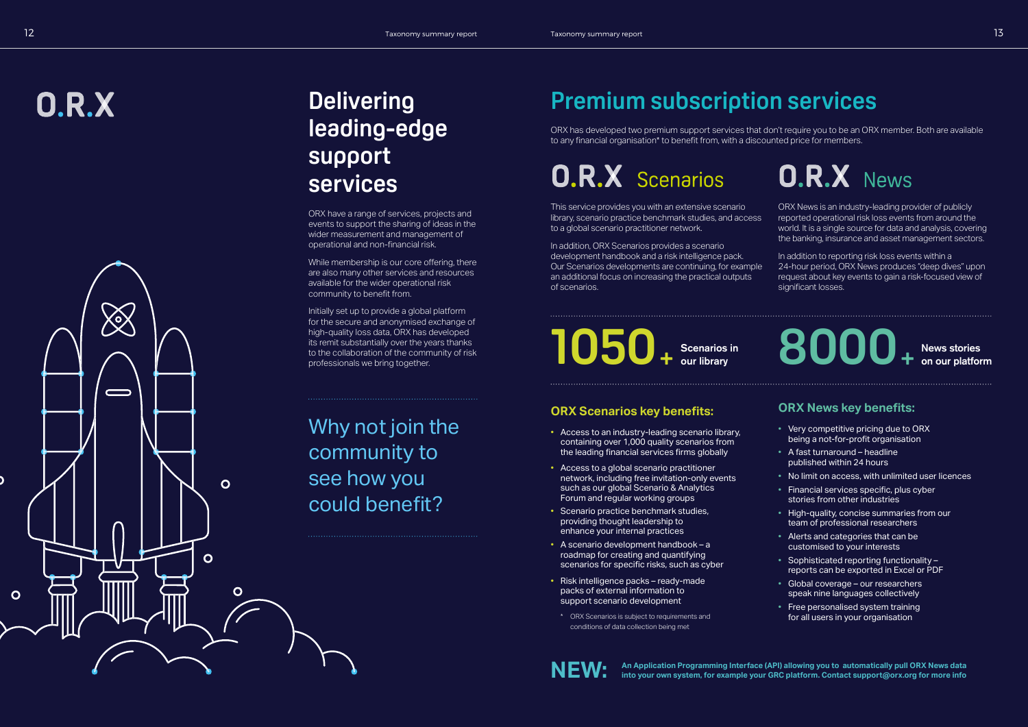O.R.X

# Delivering leading-edge support services

ORX have a range of services, projects and events to support the sharing of ideas in the wider measurement and management of operational and non-financial risk.

While membership is our core offering, there are also many other services and resources available for the wider operational risk community to benefit from.

Initially set up to provide a global platform for the secure and anonymised exchange of high-quality loss data, ORX has developed its remit substantially over the years thanks to the collaboration of the community of risk professionals we bring together.

Why not join the community to see how you could benefit?

# Premium subscription services

ORX has developed two premium support services that don't require you to be an ORX member. Both are available to any financial organisation* to benefit from, with a discounted price for members.

## O.R.X Scenarios

This service provides you with an extensive scenario library, scenario practice benchmark studies, and access to a global scenario practitioner network.

In addition, ORX Scenarios provides a scenario development handbook and a risk intelligence pack. Our Scenarios developments are continuing, for example an additional focus on increasing the practical outputs of scenarios.

**1050+** Scenarios in our library

### ORX Scenarios key benefits:

- Access to an industry-leading scenario library, containing over 1,000 quality scenarios from the leading financial services firms globally
- Access to a global scenario practitioner network, including free invitation-only events such as our global Scenario & Analytics Forum and regular working groups
- Scenario practice benchmark studies, providing thought leadership to enhance your internal practices
- A scenario development handbook – a roadmap for creating and quantifying scenarios for specific risks, such as cyber
- Risk intelligence packs – ready-made packs of external information to support scenario development

\* ORX Scenarios is subject to requirements and conditions of data collection being met

## O.R.X News

ORX News is an industry-leading provider of publicly reported operational risk loss events from around the world. It is a single source for data and analysis, covering the banking, insurance and asset management sectors.

In addition to reporting risk loss events within a 24-hour period, ORX News produces "deep dives" upon request about key events to gain a risk-focused view of significant losses.

**8000+** News stories on our platform

### ORX News key benefits:

- Very competitive pricing due to ORX being a not-for-profit organisation
- A fast turnaround – headline published within 24 hours
- No limit on access, with unlimited user licences
- Financial services specific, plus cyber stories from other industries
- High-quality, concise summaries from our team of professional researchers
- Alerts and categories that can be customised to your interests
- Sophisticated reporting functionality – reports can be exported in Excel or PDF
- Global coverage – our researchers speak nine languages collectively
- Free personalised system training for all users in your organisation

**NEW:** **An Application Programming Interface (API) allowing you to automatically pull ORX News data into your own system, for example your GRC platform. Contact support@orx.org for more info**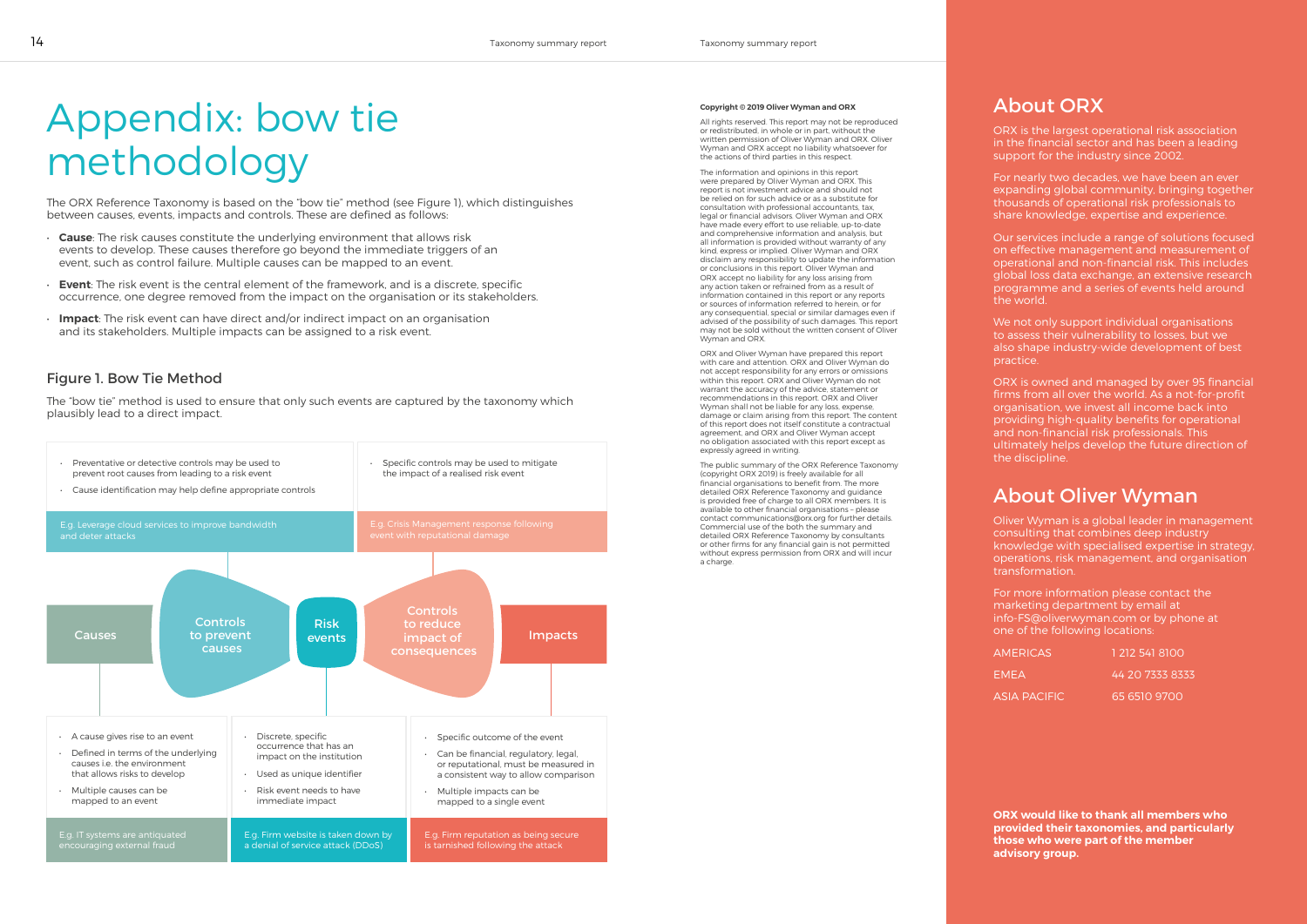# Appendix: bow tie methodology

The ORX Reference Taxonomy is based on the "bow tie" method (see Figure 1), which distinguishes between causes, events, impacts and controls. These are defined as follows:

- **Cause**: The risk causes constitute the underlying environment that allows risk events to develop. These causes therefore go beyond the immediate triggers of an event, such as control failure. Multiple causes can be mapped to an event.
- **Event**: The risk event is the central element of the framework, and is a discrete, specific occurrence, one degree removed from the impact on the organisation or its stakeholders.
- **Impact**: The risk event can have direct and/or indirect impact on an organisation and its stakeholders. Multiple impacts can be assigned to a risk event.

## Figure 1. Bow Tie Method

The "bow tie" method is used to ensure that only such events are captured by the taxonomy which plausibly lead to a direct impact.

**Controls to prevent causes**

- Preventative or detective controls may be used to prevent root causes from leading to a risk event
- Cause identification may help define appropriate controls

E.g. Leverage cloud services to improve bandwidth and deter attacks

**Controls to reduce impact of consequences**

- Specific controls may be used to mitigate the impact of a realised risk event

E.g. Crisis Management response following event with reputational damage

Causes — Controls to prevent causes — Risk events — Controls to reduce impact of consequences — Impacts

**Causes**

- A cause gives rise to an event
- Defined in terms of the underlying causes i.e. the environment that allows risks to develop
- Multiple causes can be mapped to an event

E.g. IT systems are antiquated encouraging external fraud

**Risk events**

- Discrete, specific occurrence that has an impact on the institution
- Used as unique identifier
- Risk event needs to have immediate impact

E.g. Firm website is taken down by a denial of service attack (DDoS)

**Impacts**

- Specific outcome of the event
- Can be financial, regulatory, legal, or reputational, must be measured in a consistent way to allow comparison
- Multiple impacts can be mapped to a single event

E.g. Firm reputation as being secure is tarnished following the attack

**Copyright © 2019 Oliver Wyman and ORX**

All rights reserved. This report may not be reproduced or redistributed, in whole or in part, without the written permission of Oliver Wyman and ORX. Oliver Wyman and ORX accept no liability whatsoever for the actions of third parties in this respect.

The information and opinions in this report were prepared by Oliver Wyman and ORX. This report is not investment advice and should not be relied on for such advice or as a substitute for consultation with professional accountants, tax, legal or financial advisors. Oliver Wyman and ORX have made every effort to use reliable, up-to-date and comprehensive information and analysis, but all information is provided without warranty of any kind, express or implied. Oliver Wyman and ORX disclaim any responsibility to update the information or conclusions in this report. Oliver Wyman and ORX accept no liability for any loss arising from any action taken or refrained from as a result of information contained in this report or any reports or sources of information referred to herein, or for any consequential, special or similar damages even if advised of the possibility of such damages. This report may not be sold without the written consent of Oliver Wyman and ORX.

ORX and Oliver Wyman have prepared this report with care and attention. ORX and Oliver Wyman do not accept responsibility for any errors or omissions within this report. ORX and Oliver Wyman do not warrant the accuracy of the advice, statement or recommendations in this report. ORX and Oliver Wyman shall not be liable for any loss, expense, damage or claim arising from this report. The content of this report does not itself constitute a contractual agreement, and ORX and Oliver Wyman accept no obligation associated with this report except as expressly agreed in writing.

The public summary of the ORX Reference Taxonomy (copyright ORX 2019) is freely available for all financial organisations to benefit from. The more detailed ORX Reference Taxonomy and guidance is provided free of charge to all ORX members. It is available to other financial organisations – please contact communications@orx.org for further details. Commercial use of the both the summary and detailed ORX Reference Taxonomy by consultants or other firms for any financial gain is not permitted without express permission from ORX and will incur a charge.

## About ORX

ORX is the largest operational risk association in the financial sector and has been a leading support for the industry since 2002.

For nearly two decades, we have been an ever expanding global community, bringing together thousands of operational risk professionals to share knowledge, expertise and experience.

Our services include a range of solutions focused on effective management and measurement of operational and non-financial risk. This includes global loss data exchange, an extensive research programme and a series of events held around the world.

We not only support individual organisations to assess their vulnerability to losses, but we also shape industry-wide development of best practice.

ORX is owned and managed by over 95 financial firms from all over the world. As a not-for-profit organisation, we invest all income back into providing high-quality benefits for operational and non-financial risk professionals. This ultimately helps develop the future direction of the discipline.

## About Oliver Wyman

Oliver Wyman is a global leader in management consulting that combines deep industry knowledge with specialised expertise in strategy, operations, risk management, and organisation transformation.

For more information please contact the marketing department by email at info-FS@oliverwyman.com or by phone at one of the following locations:

| | |
|---|---|
| AMERICAS | 1 212 541 8100 |
| EMEA | 44 20 7333 8333 |
| ASIA PACIFIC | 65 6510 9700 |

**ORX would like to thank all members who provided their taxonomies, and particularly those who were part of the member advisory group.**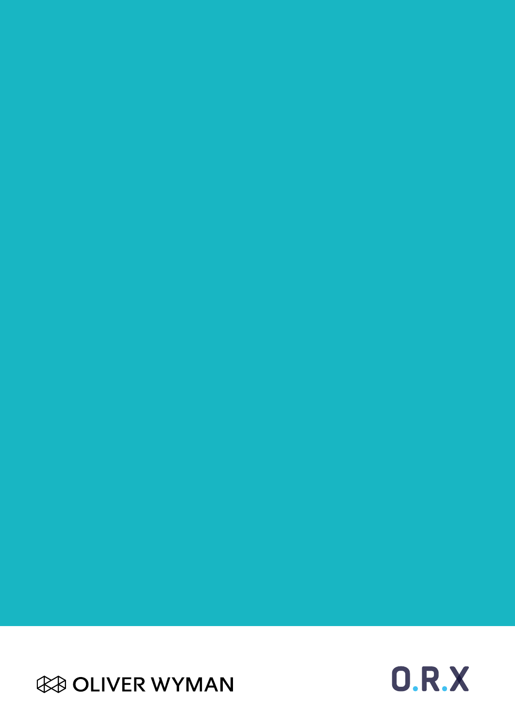OLIVER WYMAN

O.R.X